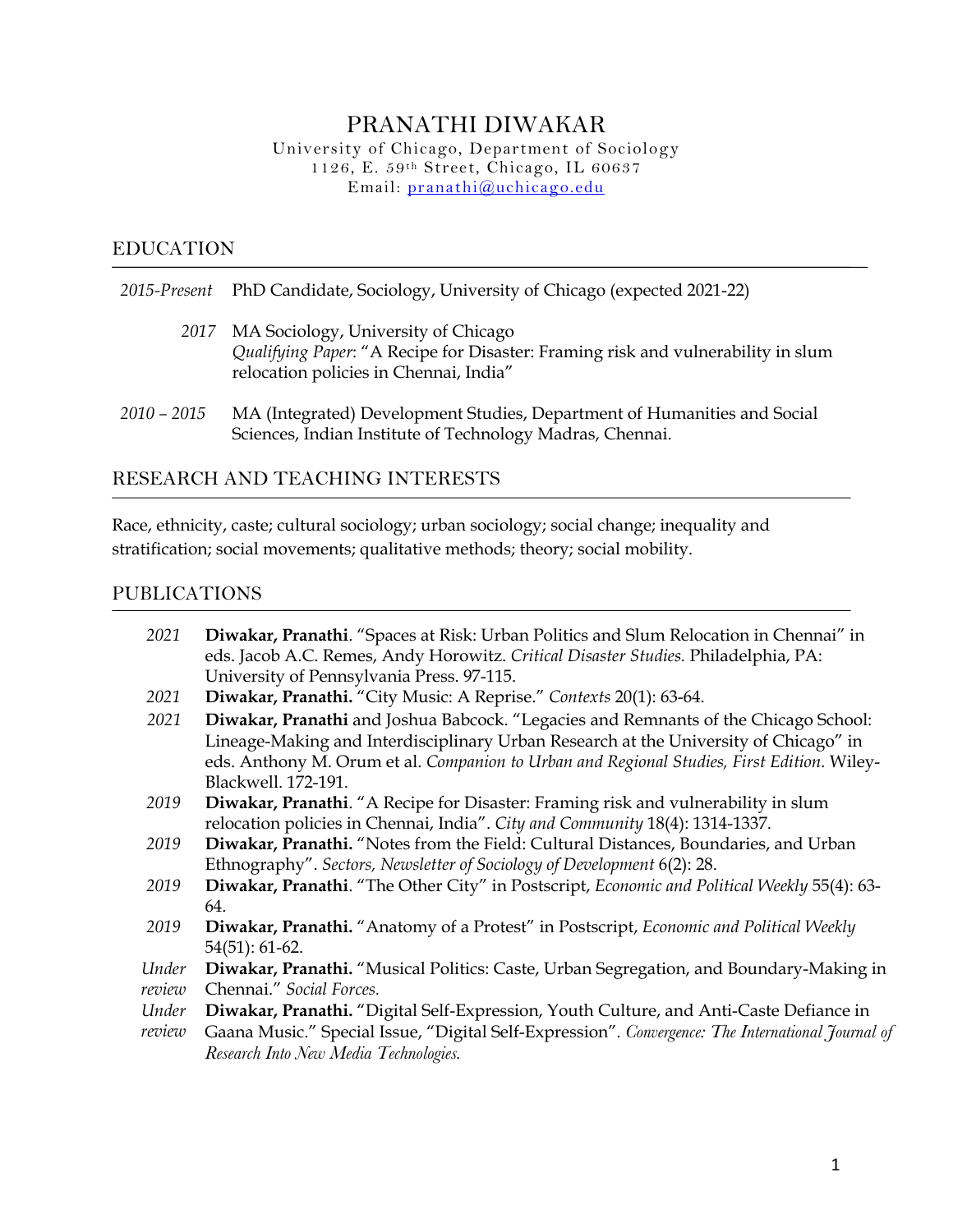# PRANATHI DIWAKAR

University of Chicago, Department of Sociology
1126, E. 59th Street, Chicago, IL 60637
Email: pranathi@uchicago.edu

## EDUCATION

*2015-Present* PhD Candidate, Sociology, University of Chicago (expected 2021-22)

*2017* MA Sociology, University of Chicago
*Qualifying Paper*: "A Recipe for Disaster: Framing risk and vulnerability in slum relocation policies in Chennai, India"

*2010 – 2015* MA (Integrated) Development Studies, Department of Humanities and Social Sciences, Indian Institute of Technology Madras, Chennai.

## RESEARCH AND TEACHING INTERESTS

Race, ethnicity, caste; cultural sociology; urban sociology; social change; inequality and stratification; social movements; qualitative methods; theory; social mobility.

## PUBLICATIONS

*2021* **Diwakar, Pranathi**. "Spaces at Risk: Urban Politics and Slum Relocation in Chennai" in eds. Jacob A.C. Remes, Andy Horowitz. *Critical Disaster Studies.* Philadelphia, PA: University of Pennsylvania Press. 97-115.

*2021* **Diwakar, Pranathi.** "City Music: A Reprise." *Contexts* 20(1): 63-64.

*2021* **Diwakar, Pranathi** and Joshua Babcock. "Legacies and Remnants of the Chicago School: Lineage-Making and Interdisciplinary Urban Research at the University of Chicago" in eds. Anthony M. Orum et al. *Companion to Urban and Regional Studies, First Edition.* Wiley-Blackwell. 172-191.

*2019* **Diwakar, Pranathi**. "A Recipe for Disaster: Framing risk and vulnerability in slum relocation policies in Chennai, India". *City and Community* 18(4): 1314-1337.

*2019* **Diwakar, Pranathi.** "Notes from the Field: Cultural Distances, Boundaries, and Urban Ethnography". *Sectors, Newsletter of Sociology of Development* 6(2): 28.

*2019* **Diwakar, Pranathi**. "The Other City" in Postscript, *Economic and Political Weekly* 55(4): 63-64.

*2019* **Diwakar, Pranathi.** "Anatomy of a Protest" in Postscript, *Economic and Political Weekly* 54(51): 61-62.

*Under review* **Diwakar, Pranathi.** "Musical Politics: Caste, Urban Segregation, and Boundary-Making in Chennai." *Social Forces.*

*Under review* **Diwakar, Pranathi.** "Digital Self-Expression, Youth Culture, and Anti-Caste Defiance in Gaana Music." Special Issue, "Digital Self-Expression". *Convergence: The International Journal of Research Into New Media Technologies.*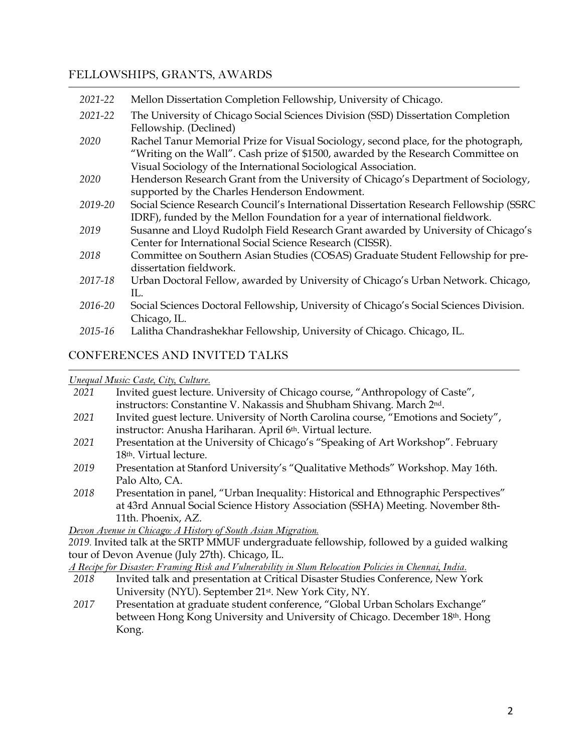## FELLOWSHIPS, GRANTS, AWARDS

- *2021-22* Mellon Dissertation Completion Fellowship, University of Chicago.
- *2021-22* The University of Chicago Social Sciences Division (SSD) Dissertation Completion Fellowship. (Declined)
- *2020* Rachel Tanur Memorial Prize for Visual Sociology, second place, for the photograph, "Writing on the Wall". Cash prize of $1500, awarded by the Research Committee on Visual Sociology of the International Sociological Association.
- *2020* Henderson Research Grant from the University of Chicago's Department of Sociology, supported by the Charles Henderson Endowment.
- *2019-20* Social Science Research Council's International Dissertation Research Fellowship (SSRC IDRF), funded by the Mellon Foundation for a year of international fieldwork.
- *2019* Susanne and Lloyd Rudolph Field Research Grant awarded by University of Chicago's Center for International Social Science Research (CISSR).
- *2018* Committee on Southern Asian Studies (COSAS) Graduate Student Fellowship for pre-dissertation fieldwork.
- *2017-18* Urban Doctoral Fellow, awarded by University of Chicago's Urban Network. Chicago, IL.
- *2016-20* Social Sciences Doctoral Fellowship, University of Chicago's Social Sciences Division. Chicago, IL.
- *2015-16* Lalitha Chandrashekhar Fellowship, University of Chicago. Chicago, IL.

## CONFERENCES AND INVITED TALKS

*Unequal Music: Caste, City, Culture.*

- *2021* Invited guest lecture. University of Chicago course, "Anthropology of Caste", instructors: Constantine V. Nakassis and Shubham Shivang. March 2nd.
- *2021* Invited guest lecture. University of North Carolina course, "Emotions and Society", instructor: Anusha Hariharan. April 6th. Virtual lecture.
- *2021* Presentation at the University of Chicago's "Speaking of Art Workshop". February 18th. Virtual lecture.
- *2019* Presentation at Stanford University's "Qualitative Methods" Workshop. May 16th. Palo Alto, CA.
- *2018* Presentation in panel, "Urban Inequality: Historical and Ethnographic Perspectives" at 43rd Annual Social Science History Association (SSHA) Meeting. November 8th-11th. Phoenix, AZ.

*Devon Avenue in Chicago: A History of South Asian Migration.*

*2019.* Invited talk at the SRTP MMUF undergraduate fellowship, followed by a guided walking tour of Devon Avenue (July 27th). Chicago, IL.

*A Recipe for Disaster: Framing Risk and Vulnerability in Slum Relocation Policies in Chennai, India.*

- *2018* Invited talk and presentation at Critical Disaster Studies Conference, New York University (NYU). September 21st. New York City, NY.
- *2017* Presentation at graduate student conference, "Global Urban Scholars Exchange" between Hong Kong University and University of Chicago. December 18th. Hong Kong.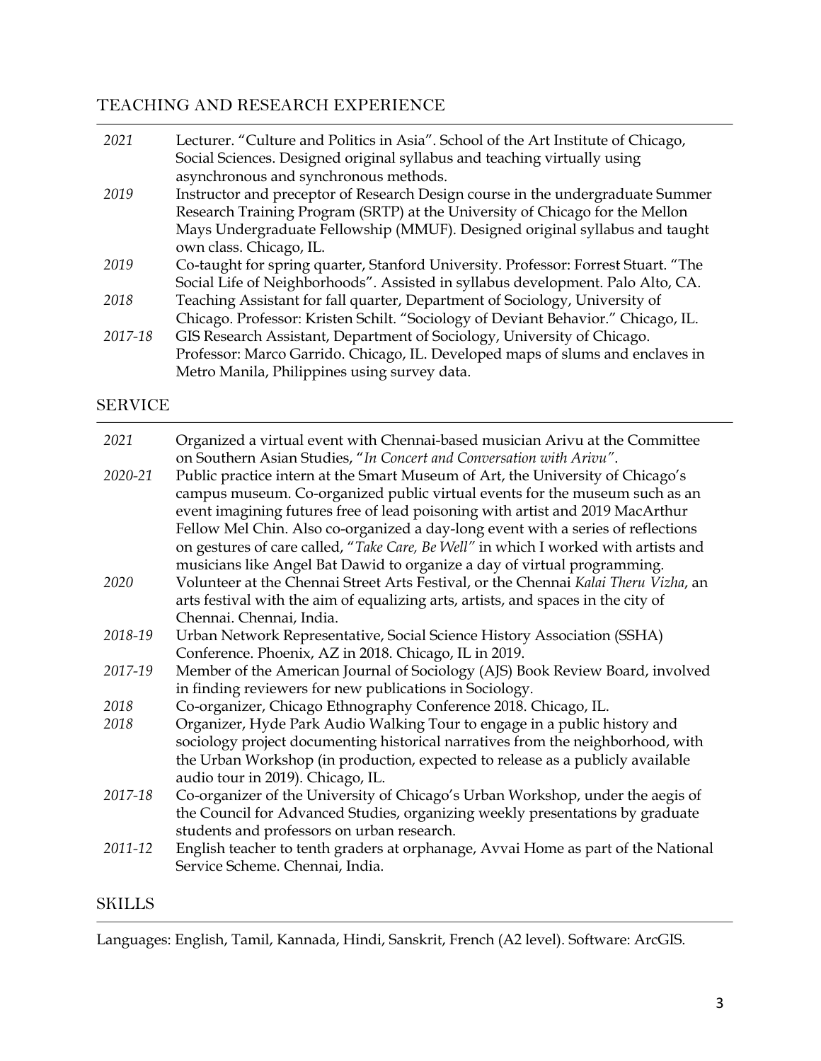## TEACHING AND RESEARCH EXPERIENCE

| | |
|---|---|
| *2021* | Lecturer. “Culture and Politics in Asia”. School of the Art Institute of Chicago, Social Sciences. Designed original syllabus and teaching virtually using asynchronous and synchronous methods. |
| *2019* | Instructor and preceptor of Research Design course in the undergraduate Summer Research Training Program (SRTP) at the University of Chicago for the Mellon Mays Undergraduate Fellowship (MMUF). Designed original syllabus and taught own class. Chicago, IL. |
| *2019* | Co-taught for spring quarter, Stanford University. Professor: Forrest Stuart. “The Social Life of Neighborhoods”. Assisted in syllabus development. Palo Alto, CA. |
| *2018* | Teaching Assistant for fall quarter, Department of Sociology, University of Chicago. Professor: Kristen Schilt. “Sociology of Deviant Behavior.” Chicago, IL. |
| *2017-18* | GIS Research Assistant, Department of Sociology, University of Chicago. Professor: Marco Garrido. Chicago, IL. Developed maps of slums and enclaves in Metro Manila, Philippines using survey data. |

## SERVICE

| | |
|---|---|
| *2021* | Organized a virtual event with Chennai-based musician Arivu at the Committee on Southern Asian Studies, “*In Concert and Conversation with Arivu”*. |
| *2020-21* | Public practice intern at the Smart Museum of Art, the University of Chicago’s campus museum. Co-organized public virtual events for the museum such as an event imagining futures free of lead poisoning with artist and 2019 MacArthur Fellow Mel Chin. Also co-organized a day-long event with a series of reflections on gestures of care called, “*Take Care, Be Well”* in which I worked with artists and musicians like Angel Bat Dawid to organize a day of virtual programming. |
| *2020* | Volunteer at the Chennai Street Arts Festival, or the Chennai *Kalai Theru Vizha*, an arts festival with the aim of equalizing arts, artists, and spaces in the city of Chennai. Chennai, India. |
| *2018-19* | Urban Network Representative, Social Science History Association (SSHA) Conference. Phoenix, AZ in 2018. Chicago, IL in 2019. |
| *2017-19* | Member of the American Journal of Sociology (AJS) Book Review Board, involved in finding reviewers for new publications in Sociology. |
| *2018* | Co-organizer, Chicago Ethnography Conference 2018. Chicago, IL. |
| *2018* | Organizer, Hyde Park Audio Walking Tour to engage in a public history and sociology project documenting historical narratives from the neighborhood, with the Urban Workshop (in production, expected to release as a publicly available audio tour in 2019). Chicago, IL. |
| *2017-18* | Co-organizer of the University of Chicago’s Urban Workshop, under the aegis of the Council for Advanced Studies, organizing weekly presentations by graduate students and professors on urban research. |
| *2011-12* | English teacher to tenth graders at orphanage, Avvai Home as part of the National Service Scheme. Chennai, India. |

## SKILLS

Languages: English, Tamil, Kannada, Hindi, Sanskrit, French (A2 level). Software: ArcGIS.